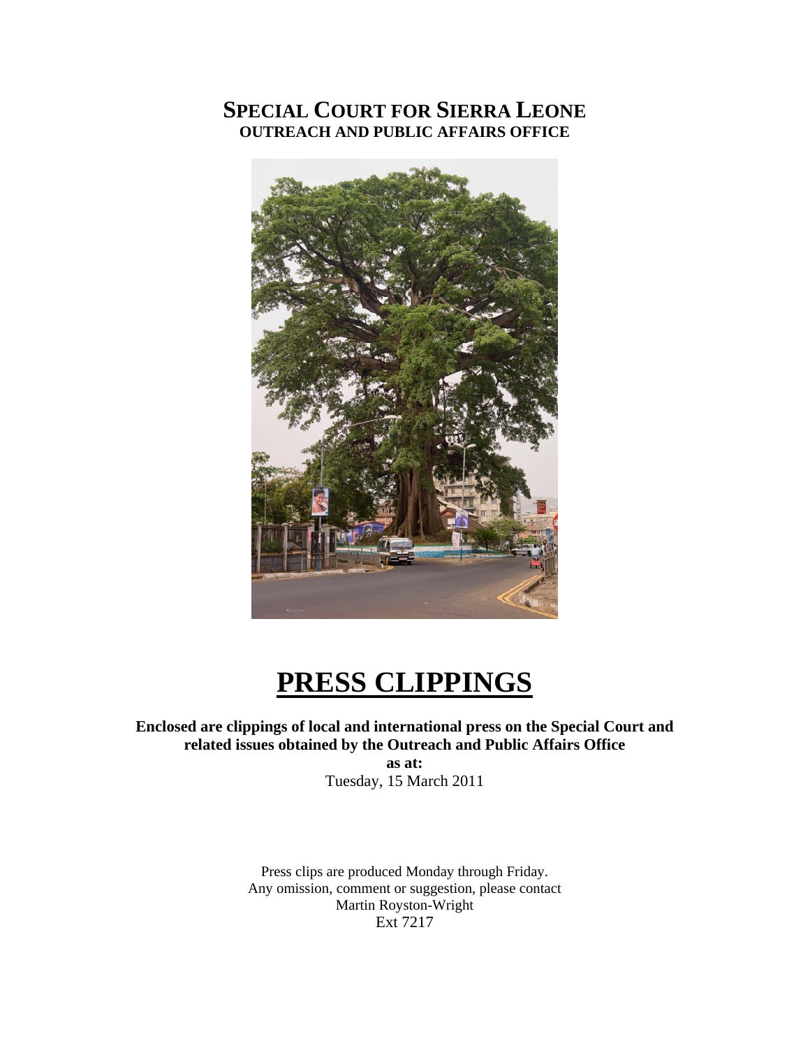# SPECIAL COURT FOR SIERRA LEONE
## OUTREACH AND PUBLIC AFFAIRS OFFICE

# PRESS CLIPPINGS

**Enclosed are clippings of local and international press on the Special Court and related issues obtained by the Outreach and Public Affairs Office**

**as at:**

Tuesday, 15 March 2011

Press clips are produced Monday through Friday.
Any omission, comment or suggestion, please contact
Martin Royston-Wright
Ext 7217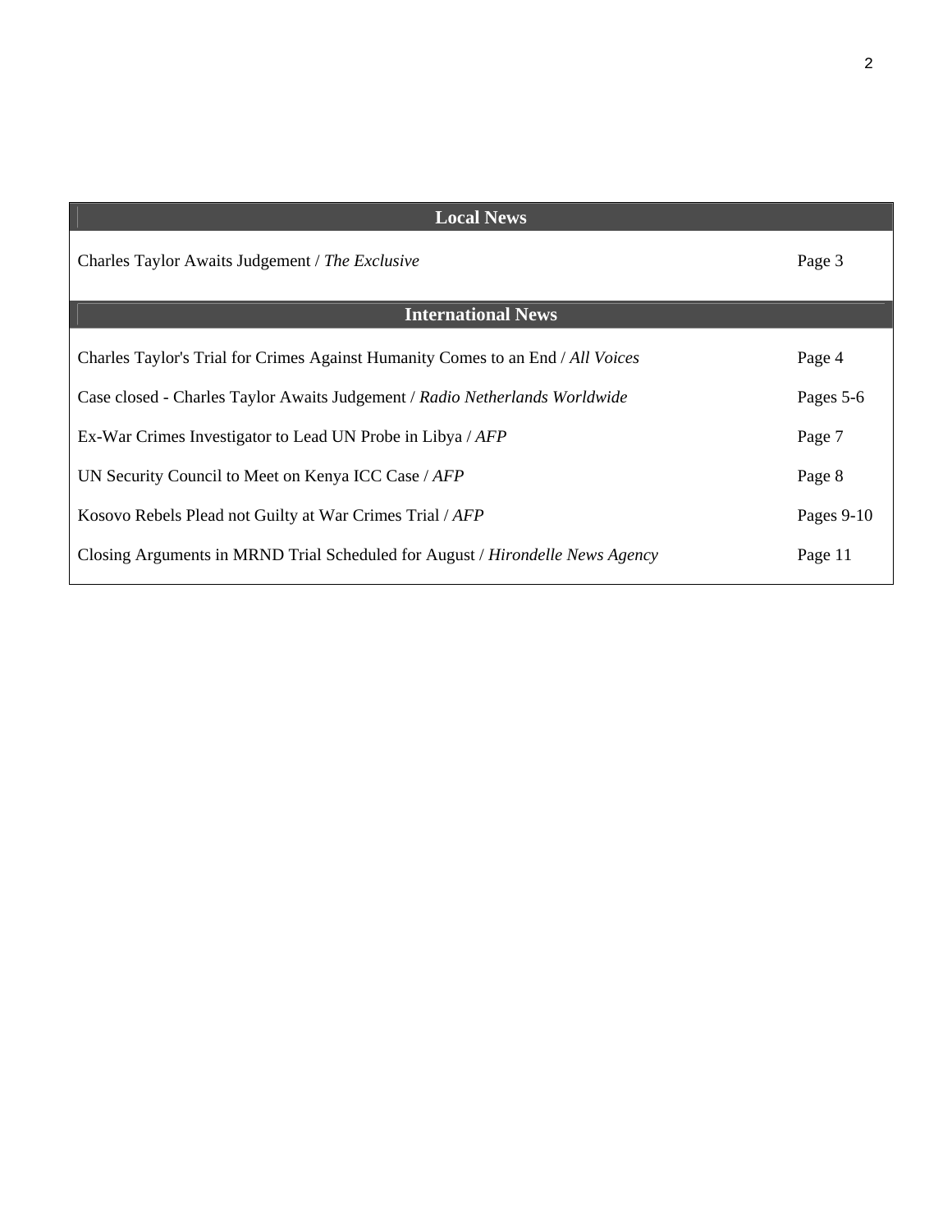| Local News | |
| --- | --- |
| Charles Taylor Awaits Judgement / *The Exclusive* | Page 3 |
| **International News** | |
| Charles Taylor's Trial for Crimes Against Humanity Comes to an End / *All Voices* | Page 4 |
| Case closed - Charles Taylor Awaits Judgement / *Radio Netherlands Worldwide* | Pages 5-6 |
| Ex-War Crimes Investigator to Lead UN Probe in Libya / *AFP* | Page 7 |
| UN Security Council to Meet on Kenya ICC Case / *AFP* | Page 8 |
| Kosovo Rebels Plead not Guilty at War Crimes Trial / *AFP* | Pages 9-10 |
| Closing Arguments in MRND Trial Scheduled for August / *Hirondelle News Agency* | Page 11 |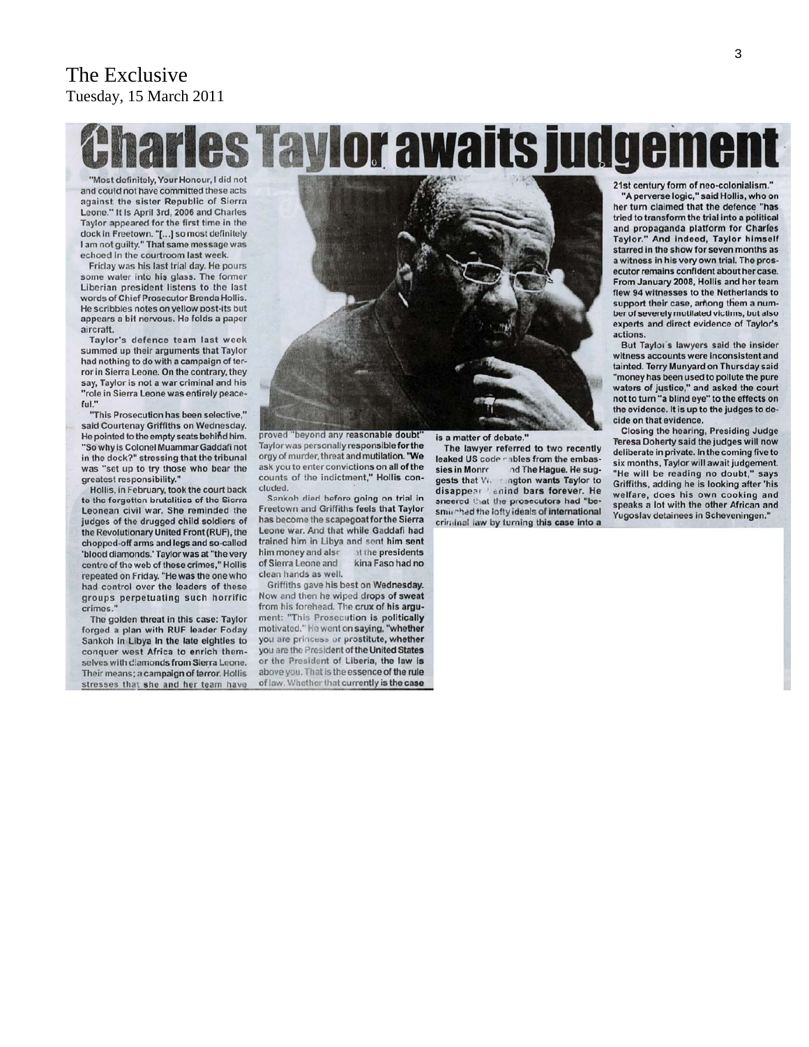The Exclusive
Tuesday, 15 March 2011

# Charles Taylor awaits judgement

"Most definitely, Your Honour, I did not and could not have committed these acts against the sister Republic of Sierra Leone." It is April 3rd, 2006 and Charles Taylor appeared for the first time in the dock in Freetown. "[...] so most definitely I am not guilty." That same message was echoed in the courtroom last week.

Friday was his last trial day. He pours some water into his glass. The former Liberian president listens to the last words of Chief Prosecutor Brenda Hollis. He scribbles notes on yellow post-its but appears a bit nervous. He folds a paper aircraft.

Taylor's defence team last week summed up their arguments that Taylor had nothing to do with a campaign of terror in Sierra Leone. On the contrary, they say, Taylor is not a war criminal and his "role in Sierra Leone was entirely peaceful."

"This Prosecution has been selective," said Courtenay Griffiths on Wednesday. He pointed to the empty seats behind him. "So why is Colonel Muammar Gaddafi not in the dock?" stressing that the tribunal was "set up to try those who bear the greatest responsibility."

Hollis, in February, took the court back to the forgotten brutalities of the Sierra Leonean civil war. She reminded the judges of the drugged child soldiers of the Revolutionary United Front (RUF), the chopped-off arms and legs and so-called 'blood diamonds.' Taylor was at "the very centre of the web of these crimes," Hollis repeated on Friday. "He was the one who had control over the leaders of these groups perpetuating such horrific crimes."

The golden threat in this case: Taylor forged a plan with RUF leader Foday Sankoh in Libya in the late eighties to conquer west Africa to enrich themselves with diamonds from Sierra Leone. Their means; a campaign of terror. Hollis stresses that she and her team have proved "beyond any reasonable doubt" Taylor was personally responsible for the orgy of murder, threat and mutilation. "We ask you to enter convictions on all of the counts of the indictment," Hollis concluded.

Sankoh died before going on trial in Freetown and Griffiths feels that Taylor has become the scapegoat for the Sierra Leone war. And that while Gaddafi had trained him in Libya and sent him sent him money and also at the presidents of Sierra Leone and kina Faso had no clean hands as well.

Griffiths gave his best on Wednesday. Now and then he wiped drops of sweat from his forehead. The crux of his argument: "This Prosecution is politically motivated." He went on saying, "whether you are princess or prostitute, whether you are the President of the United States or the President of Liberia, the law is above you. That is the essence of the rule of law. Whether that currently is the case is a matter of debate."

The lawyer referred to two recently leaked US code cables from the embassies in Monro nd The Hague. He suggests that W ngton wants Taylor to disappear enind bars forever. He sneered that the prosecutors had "besmirched the lofty ideals of international criminal law by turning this case into a 21st century form of neo-colonialism."

"A perverse logic," said Hollis, who on her turn claimed that the defence "has tried to transform the trial into a political and propaganda platform for Charles Taylor." And indeed, Taylor himself starred in the show for seven months as a witness in his very own trial. The prosecutor remains confident about her case. From January 2008, Hollis and her team flew 94 witnesses to the Netherlands to support their case, among them a number of severely mutilated victims, but also experts and direct evidence of Taylor's actions.

But Taylor's lawyers said the insider witness accounts were inconsistent and tainted. Terry Munyard on Thursday said "money has been used to pollute the pure waters of justice," and asked the court not to turn "a blind eye" to the effects on the evidence. It is up to the judges to decide on that evidence.

Closing the hearing, Presiding Judge Teresa Doherty said the judges will now deliberate in private. In the coming five to six months, Taylor will await judgement. "He will be reading no doubt," says Griffiths, adding he is looking after 'his welfare, does his own cooking and speaks a lot with the other African and Yugoslav detainees in Scheveningen."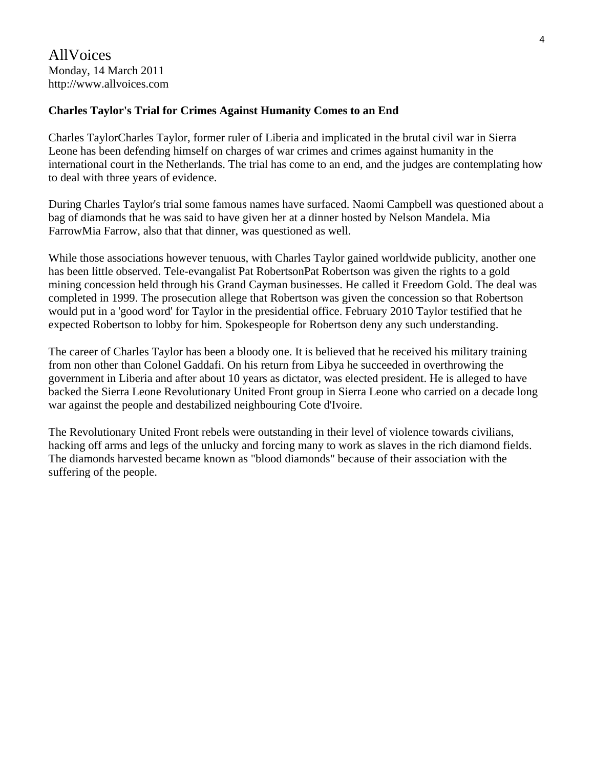AllVoices
Monday, 14 March 2011
http://www.allvoices.com

**Charles Taylor's Trial for Crimes Against Humanity Comes to an End**

Charles TaylorCharles Taylor, former ruler of Liberia and implicated in the brutal civil war in Sierra Leone has been defending himself on charges of war crimes and crimes against humanity in the international court in the Netherlands. The trial has come to an end, and the judges are contemplating how to deal with three years of evidence.

During Charles Taylor's trial some famous names have surfaced. Naomi Campbell was questioned about a bag of diamonds that he was said to have given her at a dinner hosted by Nelson Mandela. Mia FarrowMia Farrow, also that that dinner, was questioned as well.

While those associations however tenuous, with Charles Taylor gained worldwide publicity, another one has been little observed. Tele-evangalist Pat RobertsonPat Robertson was given the rights to a gold mining concession held through his Grand Cayman businesses. He called it Freedom Gold. The deal was completed in 1999. The prosecution allege that Robertson was given the concession so that Robertson would put in a 'good word' for Taylor in the presidential office. February 2010 Taylor testified that he expected Robertson to lobby for him. Spokespeople for Robertson deny any such understanding.

The career of Charles Taylor has been a bloody one. It is believed that he received his military training from non other than Colonel Gaddafi. On his return from Libya he succeeded in overthrowing the government in Liberia and after about 10 years as dictator, was elected president. He is alleged to have backed the Sierra Leone Revolutionary United Front group in Sierra Leone who carried on a decade long war against the people and destabilized neighbouring Cote d'Ivoire.

The Revolutionary United Front rebels were outstanding in their level of violence towards civilians, hacking off arms and legs of the unlucky and forcing many to work as slaves in the rich diamond fields. The diamonds harvested became known as "blood diamonds" because of their association with the suffering of the people.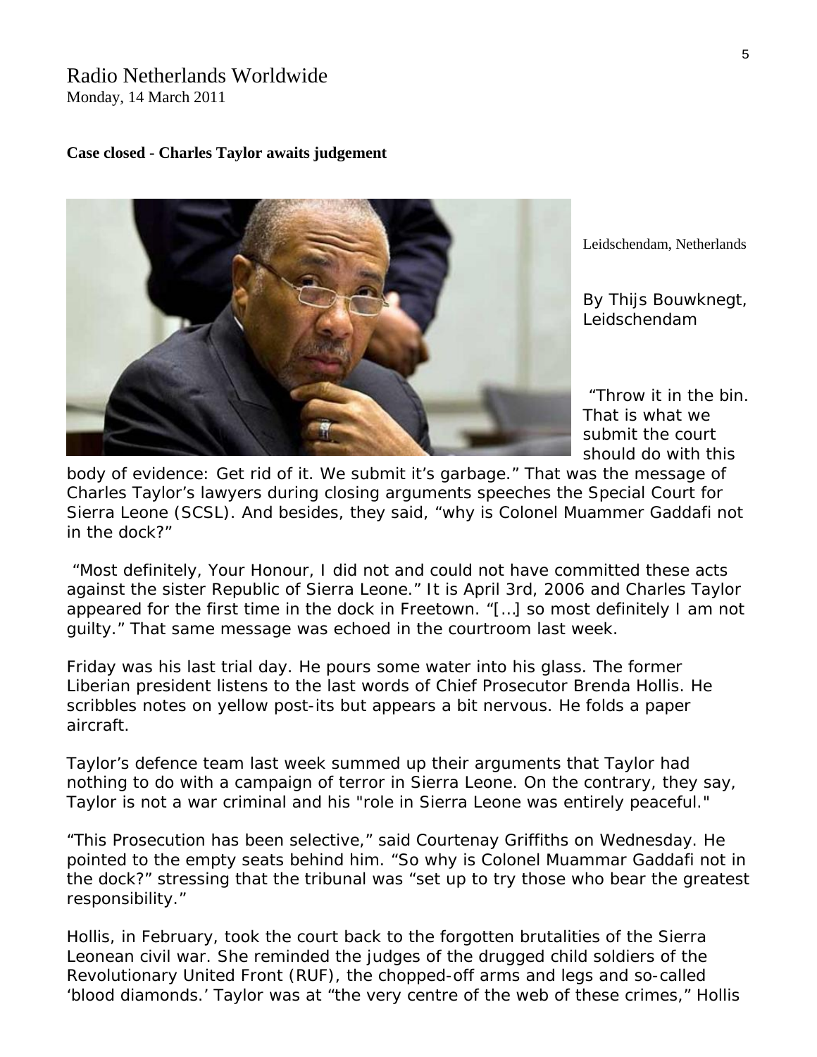Radio Netherlands Worldwide
Monday, 14 March 2011

**Case closed - Charles Taylor awaits judgement**

Leidschendam, Netherlands

By Thijs Bouwknegt, Leidschendam

"Throw it in the bin. That is what we submit the court should do with this body of evidence: Get rid of it. We submit it's garbage." That was the message of Charles Taylor's lawyers during closing arguments speeches the Special Court for Sierra Leone (SCSL). And besides, they said, "why is Colonel Muammer Gaddafi not in the dock?"

"Most definitely, Your Honour, I did not and could not have committed these acts against the sister Republic of Sierra Leone." It is April 3rd, 2006 and Charles Taylor appeared for the first time in the dock in Freetown. "[...] so most definitely I am not guilty." That same message was echoed in the courtroom last week.

Friday was his last trial day. He pours some water into his glass. The former Liberian president listens to the last words of Chief Prosecutor Brenda Hollis. He scribbles notes on yellow post-its but appears a bit nervous. He folds a paper aircraft.

Taylor's defence team last week summed up their arguments that Taylor had nothing to do with a campaign of terror in Sierra Leone. On the contrary, they say, Taylor is not a war criminal and his "role in Sierra Leone was entirely peaceful."

"This Prosecution has been selective," said Courtenay Griffiths on Wednesday. He pointed to the empty seats behind him. "So why is Colonel Muammar Gaddafi not in the dock?" stressing that the tribunal was "set up to try those who bear the greatest responsibility."

Hollis, in February, took the court back to the forgotten brutalities of the Sierra Leonean civil war. She reminded the judges of the drugged child soldiers of the Revolutionary United Front (RUF), the chopped-off arms and legs and so-called 'blood diamonds.' Taylor was at "the very centre of the web of these crimes," Hollis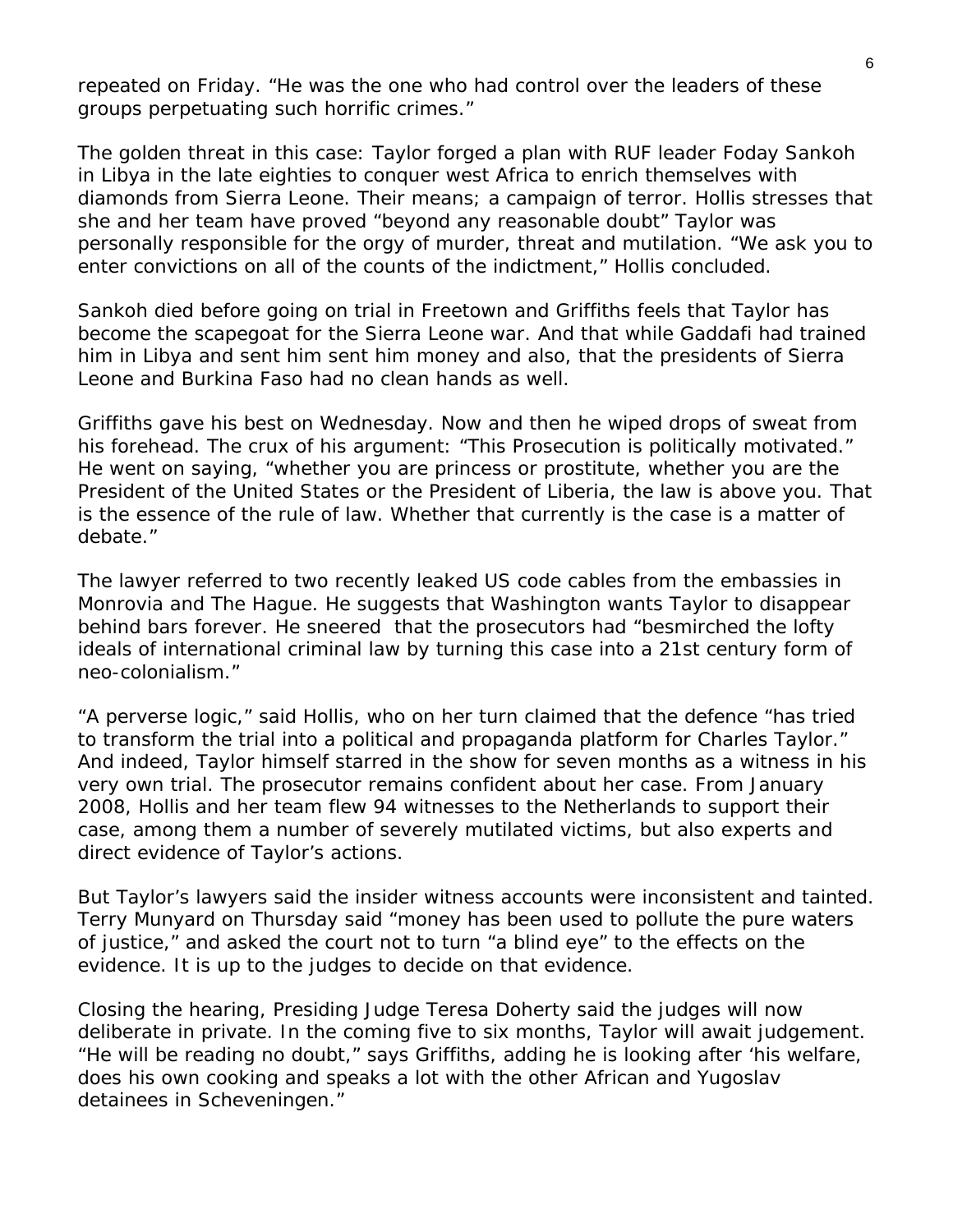repeated on Friday. "He was the one who had control over the leaders of these groups perpetuating such horrific crimes."

The golden threat in this case: Taylor forged a plan with RUF leader Foday Sankoh in Libya in the late eighties to conquer west Africa to enrich themselves with diamonds from Sierra Leone. Their means; a campaign of terror. Hollis stresses that she and her team have proved "beyond any reasonable doubt" Taylor was personally responsible for the orgy of murder, threat and mutilation. "We ask you to enter convictions on all of the counts of the indictment," Hollis concluded.

Sankoh died before going on trial in Freetown and Griffiths feels that Taylor has become the scapegoat for the Sierra Leone war. And that while Gaddafi had trained him in Libya and sent him sent him money and also, that the presidents of Sierra Leone and Burkina Faso had no clean hands as well.

Griffiths gave his best on Wednesday. Now and then he wiped drops of sweat from his forehead. The crux of his argument: "This Prosecution is politically motivated." He went on saying, "whether you are princess or prostitute, whether you are the President of the United States or the President of Liberia, the law is above you. That is the essence of the rule of law. Whether that currently is the case is a matter of debate."

The lawyer referred to two recently leaked US code cables from the embassies in Monrovia and The Hague. He suggests that Washington wants Taylor to disappear behind bars forever. He sneered that the prosecutors had "besmirched the lofty ideals of international criminal law by turning this case into a 21st century form of neo-colonialism."

"A perverse logic," said Hollis, who on her turn claimed that the defence "has tried to transform the trial into a political and propaganda platform for Charles Taylor." And indeed, Taylor himself starred in the show for seven months as a witness in his very own trial. The prosecutor remains confident about her case. From January 2008, Hollis and her team flew 94 witnesses to the Netherlands to support their case, among them a number of severely mutilated victims, but also experts and direct evidence of Taylor's actions.

But Taylor's lawyers said the insider witness accounts were inconsistent and tainted. Terry Munyard on Thursday said "money has been used to pollute the pure waters of justice," and asked the court not to turn "a blind eye" to the effects on the evidence. It is up to the judges to decide on that evidence.

Closing the hearing, Presiding Judge Teresa Doherty said the judges will now deliberate in private. In the coming five to six months, Taylor will await judgement. "He will be reading no doubt," says Griffiths, adding he is looking after 'his welfare, does his own cooking and speaks a lot with the other African and Yugoslav detainees in Scheveningen."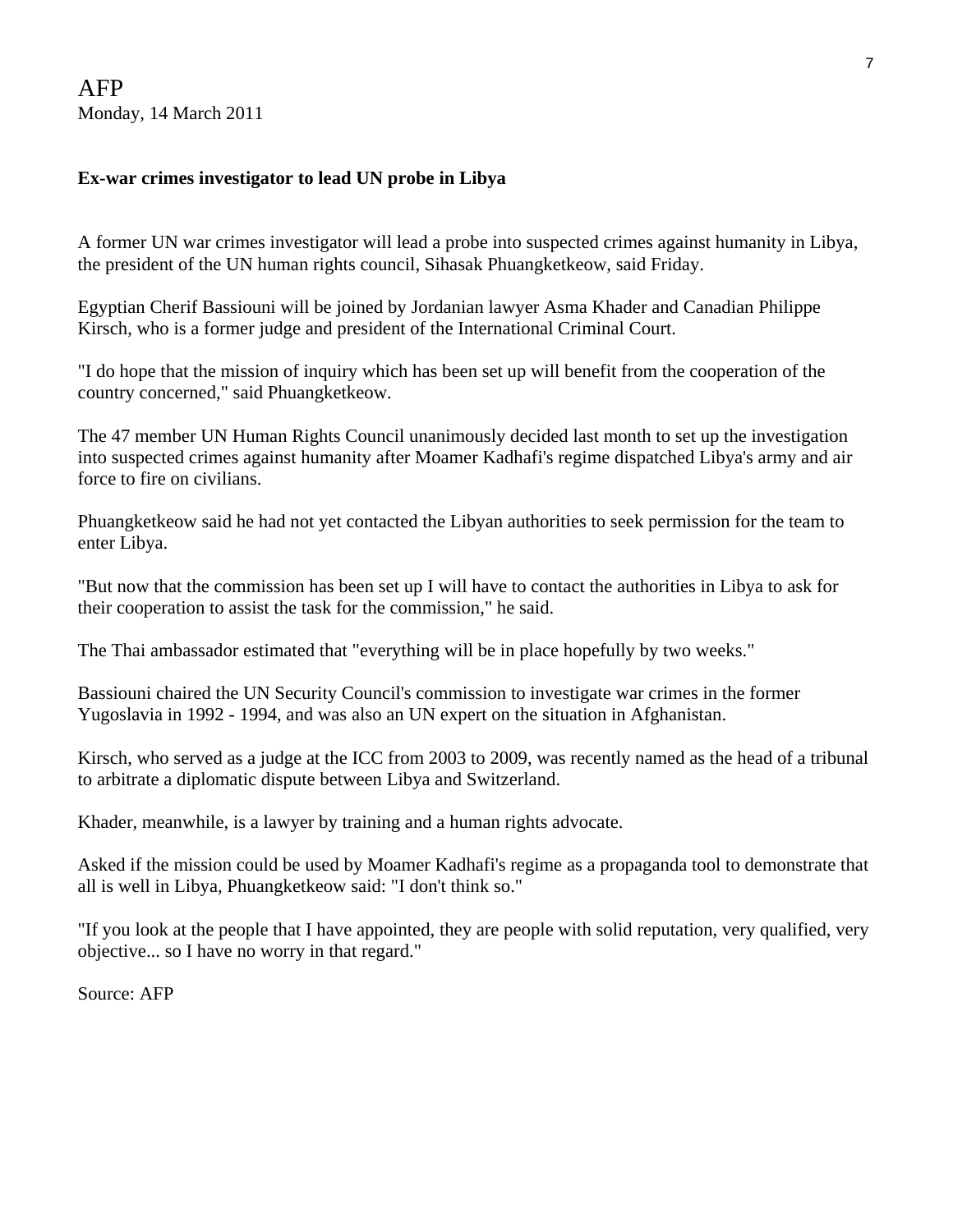AFP
Monday, 14 March 2011

**Ex-war crimes investigator to lead UN probe in Libya**

A former UN war crimes investigator will lead a probe into suspected crimes against humanity in Libya, the president of the UN human rights council, Sihasak Phuangketkeow, said Friday.

Egyptian Cherif Bassiouni will be joined by Jordanian lawyer Asma Khader and Canadian Philippe Kirsch, who is a former judge and president of the International Criminal Court.

"I do hope that the mission of inquiry which has been set up will benefit from the cooperation of the country concerned," said Phuangketkeow.

The 47 member UN Human Rights Council unanimously decided last month to set up the investigation into suspected crimes against humanity after Moamer Kadhafi's regime dispatched Libya's army and air force to fire on civilians.

Phuangketkeow said he had not yet contacted the Libyan authorities to seek permission for the team to enter Libya.

"But now that the commission has been set up I will have to contact the authorities in Libya to ask for their cooperation to assist the task for the commission," he said.

The Thai ambassador estimated that "everything will be in place hopefully by two weeks."

Bassiouni chaired the UN Security Council's commission to investigate war crimes in the former Yugoslavia in 1992 - 1994, and was also an UN expert on the situation in Afghanistan.

Kirsch, who served as a judge at the ICC from 2003 to 2009, was recently named as the head of a tribunal to arbitrate a diplomatic dispute between Libya and Switzerland.

Khader, meanwhile, is a lawyer by training and a human rights advocate.

Asked if the mission could be used by Moamer Kadhafi's regime as a propaganda tool to demonstrate that all is well in Libya, Phuangketkeow said: "I don't think so."

"If you look at the people that I have appointed, they are people with solid reputation, very qualified, very objective... so I have no worry in that regard."

Source: AFP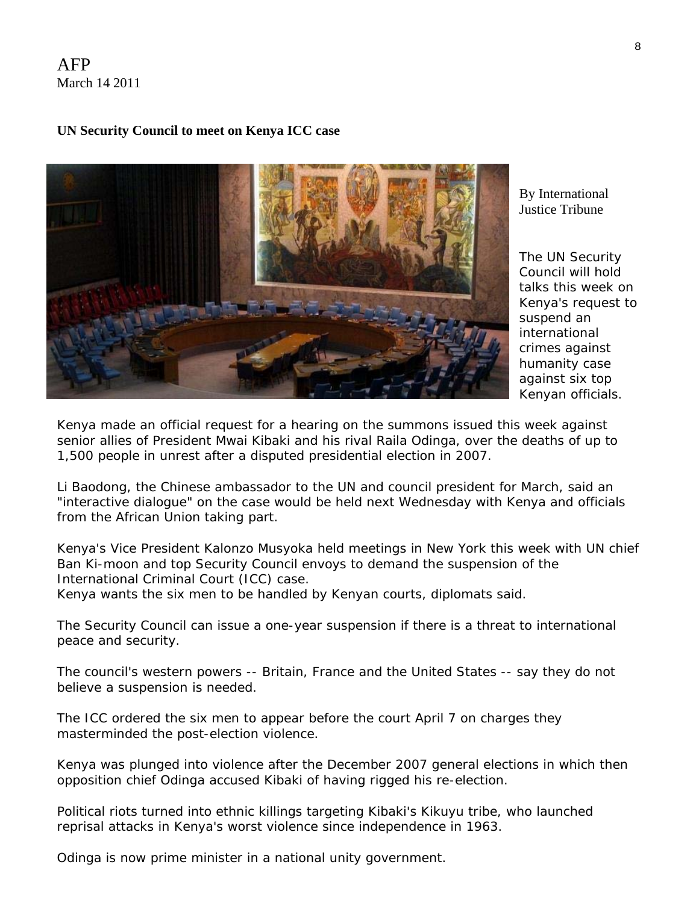AFP
March 14 2011

**UN Security Council to meet on Kenya ICC case**

By International Justice Tribune

The UN Security Council will hold talks this week on Kenya's request to suspend an international crimes against humanity case against six top Kenyan officials.

Kenya made an official request for a hearing on the summons issued this week against senior allies of President Mwai Kibaki and his rival Raila Odinga, over the deaths of up to 1,500 people in unrest after a disputed presidential election in 2007.

Li Baodong, the Chinese ambassador to the UN and council president for March, said an "interactive dialogue" on the case would be held next Wednesday with Kenya and officials from the African Union taking part.

Kenya's Vice President Kalonzo Musyoka held meetings in New York this week with UN chief Ban Ki-moon and top Security Council envoys to demand the suspension of the International Criminal Court (ICC) case.
Kenya wants the six men to be handled by Kenyan courts, diplomats said.

The Security Council can issue a one-year suspension if there is a threat to international peace and security.

The council's western powers -- Britain, France and the United States -- say they do not believe a suspension is needed.

The ICC ordered the six men to appear before the court April 7 on charges they masterminded the post-election violence.

Kenya was plunged into violence after the December 2007 general elections in which then opposition chief Odinga accused Kibaki of having rigged his re-election.

Political riots turned into ethnic killings targeting Kibaki's Kikuyu tribe, who launched reprisal attacks in Kenya's worst violence since independence in 1963.

Odinga is now prime minister in a national unity government.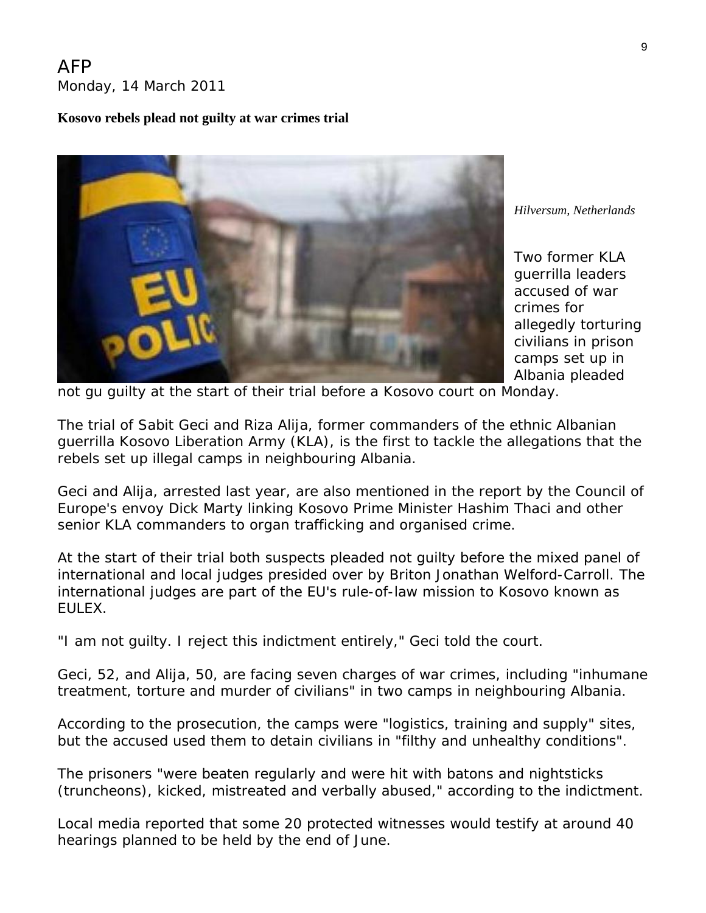AFP
Monday, 14 March 2011

**Kosovo rebels plead not guilty at war crimes trial**

*Hilversum, Netherlands*

Two former KLA guerrilla leaders accused of war crimes for allegedly torturing civilians in prison camps set up in Albania pleaded not gu guilty at the start of their trial before a Kosovo court on Monday.

The trial of Sabit Geci and Riza Alija, former commanders of the ethnic Albanian guerrilla Kosovo Liberation Army (KLA), is the first to tackle the allegations that the rebels set up illegal camps in neighbouring Albania.

Geci and Alija, arrested last year, are also mentioned in the report by the Council of Europe's envoy Dick Marty linking Kosovo Prime Minister Hashim Thaci and other senior KLA commanders to organ trafficking and organised crime.

At the start of their trial both suspects pleaded not guilty before the mixed panel of international and local judges presided over by Briton Jonathan Welford-Carroll. The international judges are part of the EU's rule-of-law mission to Kosovo known as EULEX.

"I am not guilty. I reject this indictment entirely," Geci told the court.

Geci, 52, and Alija, 50, are facing seven charges of war crimes, including "inhumane treatment, torture and murder of civilians" in two camps in neighbouring Albania.

According to the prosecution, the camps were "logistics, training and supply" sites, but the accused used them to detain civilians in "filthy and unhealthy conditions".

The prisoners "were beaten regularly and were hit with batons and nightsticks (truncheons), kicked, mistreated and verbally abused," according to the indictment.

Local media reported that some 20 protected witnesses would testify at around 40 hearings planned to be held by the end of June.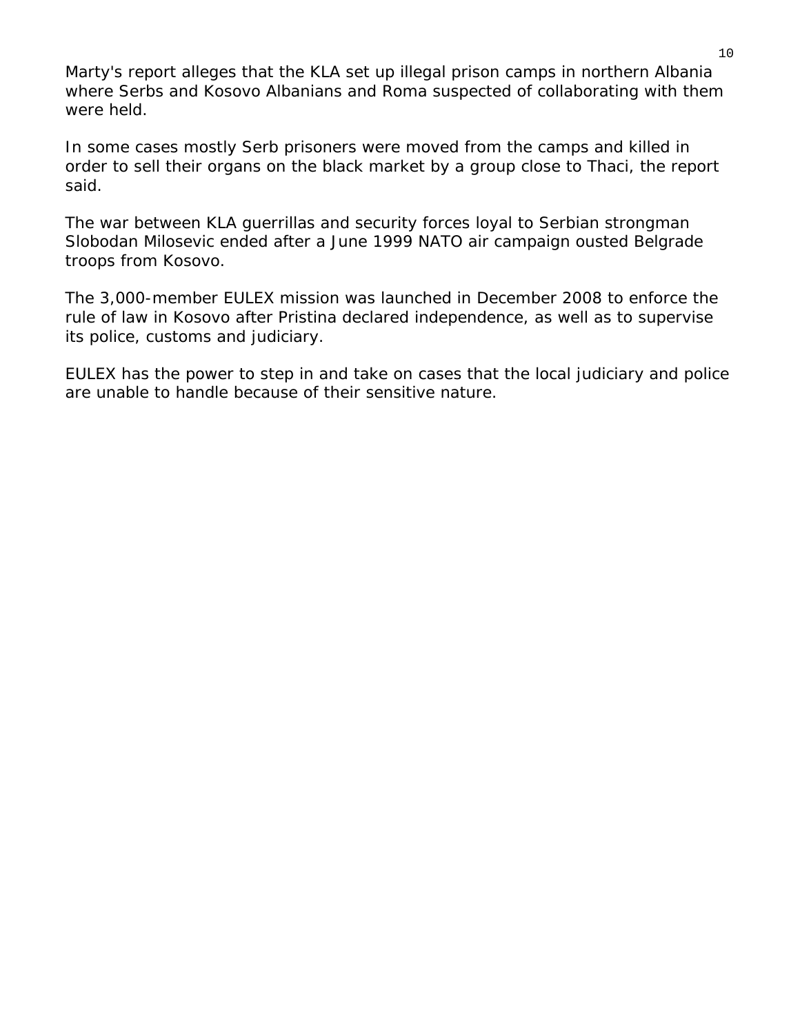Marty's report alleges that the KLA set up illegal prison camps in northern Albania where Serbs and Kosovo Albanians and Roma suspected of collaborating with them were held.

In some cases mostly Serb prisoners were moved from the camps and killed in order to sell their organs on the black market by a group close to Thaci, the report said.

The war between KLA guerrillas and security forces loyal to Serbian strongman Slobodan Milosevic ended after a June 1999 NATO air campaign ousted Belgrade troops from Kosovo.

The 3,000-member EULEX mission was launched in December 2008 to enforce the rule of law in Kosovo after Pristina declared independence, as well as to supervise its police, customs and judiciary.

EULEX has the power to step in and take on cases that the local judiciary and police are unable to handle because of their sensitive nature.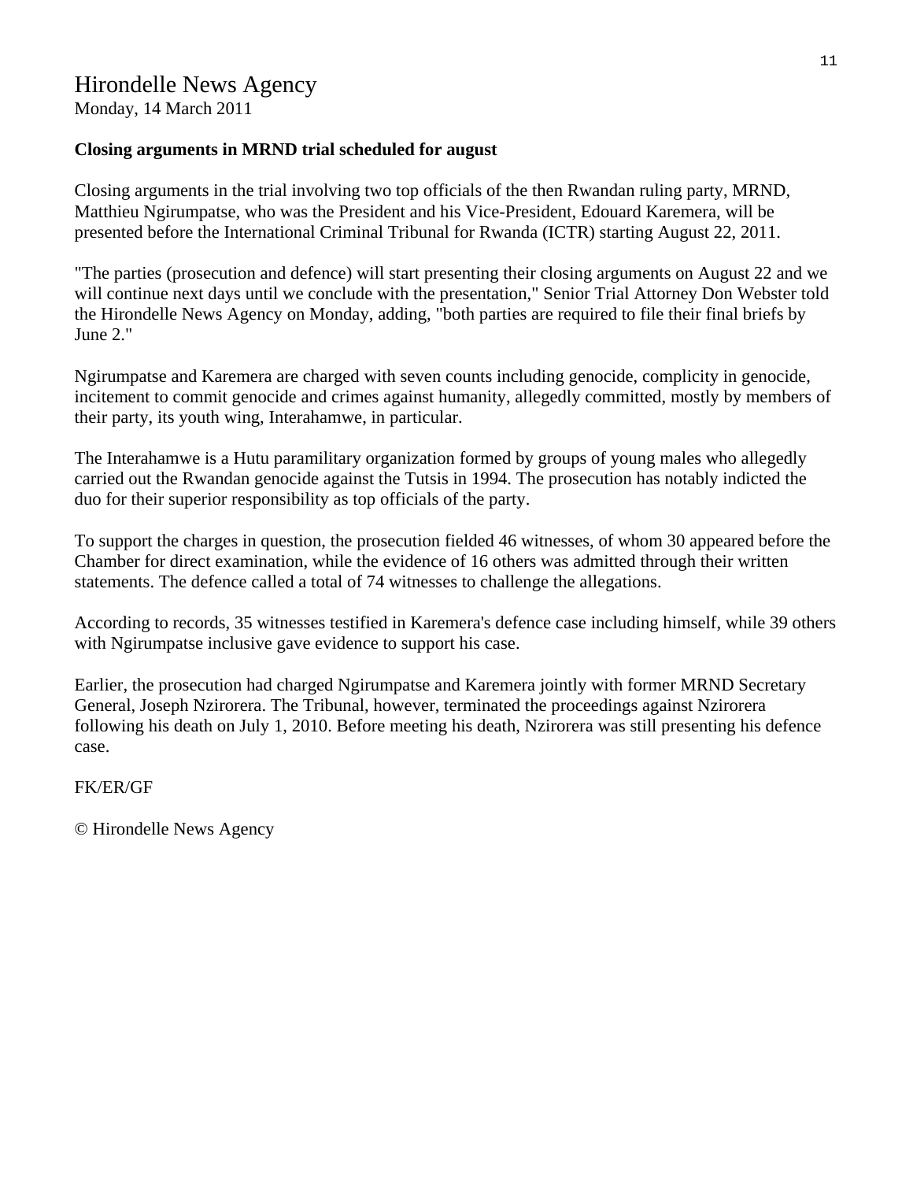# Hirondelle News Agency

Monday, 14 March 2011

**Closing arguments in MRND trial scheduled for august**

Closing arguments in the trial involving two top officials of the then Rwandan ruling party, MRND, Matthieu Ngirumpatse, who was the President and his Vice-President, Edouard Karemera, will be presented before the International Criminal Tribunal for Rwanda (ICTR) starting August 22, 2011.

"The parties (prosecution and defence) will start presenting their closing arguments on August 22 and we will continue next days until we conclude with the presentation," Senior Trial Attorney Don Webster told the Hirondelle News Agency on Monday, adding, "both parties are required to file their final briefs by June 2."

Ngirumpatse and Karemera are charged with seven counts including genocide, complicity in genocide, incitement to commit genocide and crimes against humanity, allegedly committed, mostly by members of their party, its youth wing, Interahamwe, in particular.

The Interahamwe is a Hutu paramilitary organization formed by groups of young males who allegedly carried out the Rwandan genocide against the Tutsis in 1994. The prosecution has notably indicted the duo for their superior responsibility as top officials of the party.

To support the charges in question, the prosecution fielded 46 witnesses, of whom 30 appeared before the Chamber for direct examination, while the evidence of 16 others was admitted through their written statements. The defence called a total of 74 witnesses to challenge the allegations.

According to records, 35 witnesses testified in Karemera's defence case including himself, while 39 others with Ngirumpatse inclusive gave evidence to support his case.

Earlier, the prosecution had charged Ngirumpatse and Karemera jointly with former MRND Secretary General, Joseph Nzirorera. The Tribunal, however, terminated the proceedings against Nzirorera following his death on July 1, 2010. Before meeting his death, Nzirorera was still presenting his defence case.

FK/ER/GF

© Hirondelle News Agency